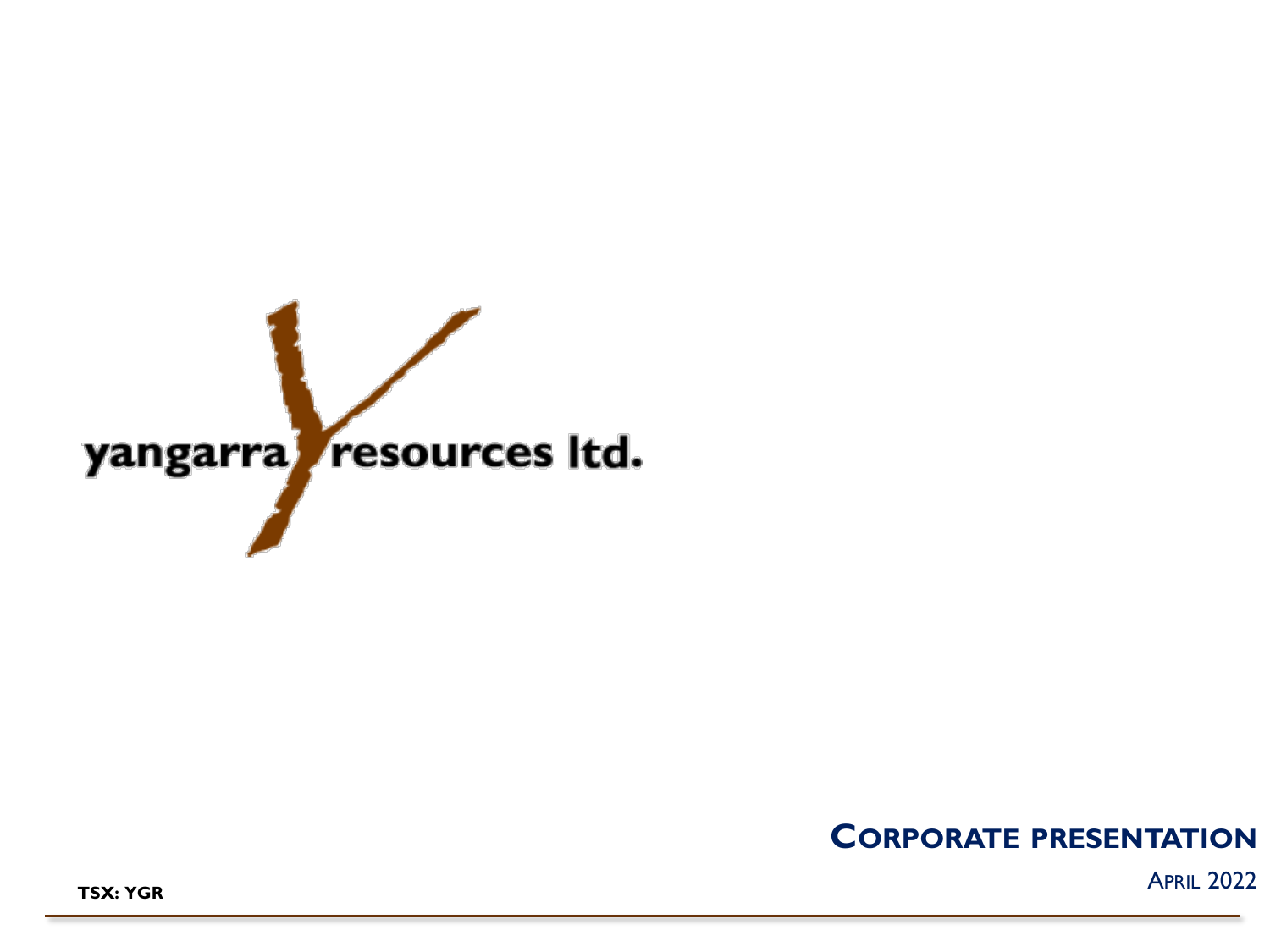yangarra resources ltd.

# CORPORATE PRESENTATION

APRIL 2022

**TSX: YGR**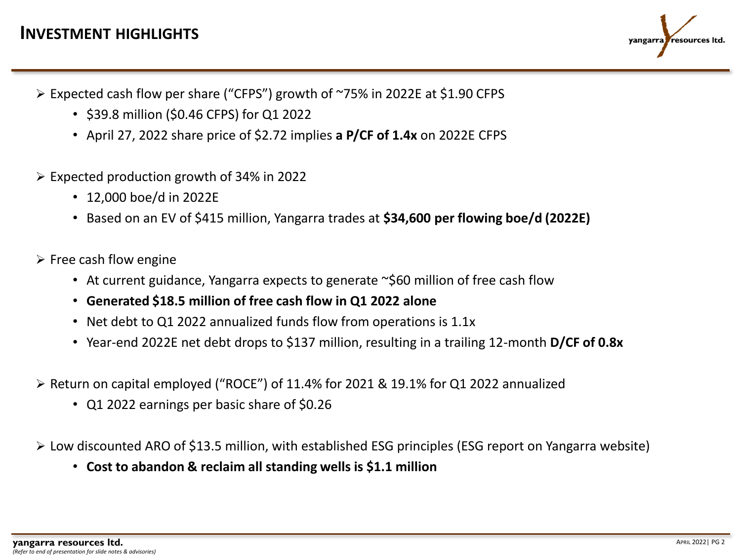# INVESTMENT HIGHLIGHTS

- Expected cash flow per share ("CFPS") growth of ~75% in 2022E at $1.90 CFPS
  - $39.8 million ($0.46 CFPS) for Q1 2022
  - April 27, 2022 share price of $2.72 implies **a P/CF of 1.4x** on 2022E CFPS

- Expected production growth of 34% in 2022
  - 12,000 boe/d in 2022E
  - Based on an EV of $415 million, Yangarra trades at **$34,600 per flowing boe/d (2022E)**

- Free cash flow engine
  - At current guidance, Yangarra expects to generate ~$60 million of free cash flow
  - **Generated $18.5 million of free cash flow in Q1 2022 alone**
  - Net debt to Q1 2022 annualized funds flow from operations is 1.1x
  - Year-end 2022E net debt drops to $137 million, resulting in a trailing 12-month **D/CF of 0.8x**

- Return on capital employed ("ROCE") of 11.4% for 2021 & 19.1% for Q1 2022 annualized
  - Q1 2022 earnings per basic share of $0.26

- Low discounted ARO of $13.5 million, with established ESG principles (ESG report on Yangarra website)
  - **Cost to abandon & reclaim all standing wells is $1.1 million**

*(Refer to end of presentation for slide notes & advisories)*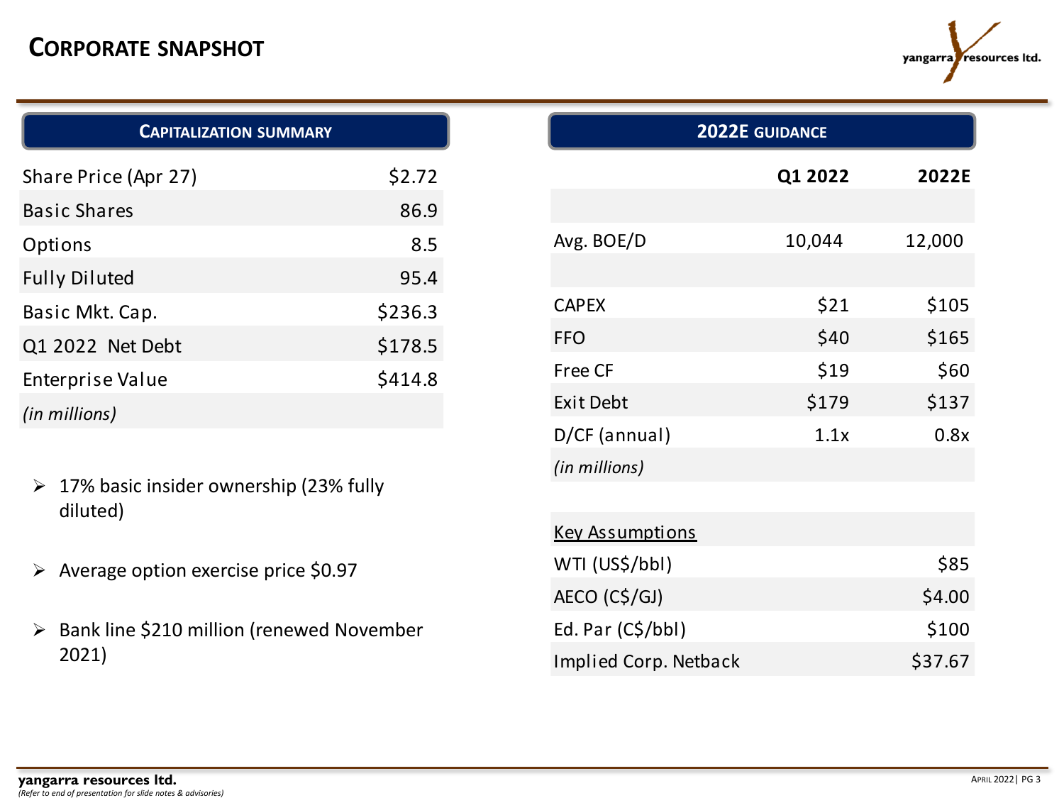# CORPORATE SNAPSHOT

## CAPITALIZATION SUMMARY

| | |
|---|---|
| Share Price (Apr 27) | $2.72 |
| Basic Shares | 86.9 |
| Options | 8.5 |
| Fully Diluted | 95.4 |
| Basic Mkt. Cap. | $236.3 |
| Q1 2022 Net Debt | $178.5 |
| Enterprise Value | $414.8 |
| *(in millions)* | |

- 17% basic insider ownership (23% fully diluted)
- Average option exercise price $0.97
- Bank line $210 million (renewed November 2021)

## 2022E GUIDANCE

| | Q1 2022 | 2022E |
|---|---|---|
| | | |
| Avg. BOE/D | 10,044 | 12,000 |
| | | |
| CAPEX | $21 | $105 |
| FFO | $40 | $165 |
| Free CF | $19 | $60 |
| Exit Debt | $179 | $137 |
| D/CF (annual) | 1.1x | 0.8x |
| *(in millions)* | | |

| Key Assumptions | |
|---|---|
| WTI (US$/bbl) | $85 |
| AECO (C$/GJ) | $4.00 |
| Ed. Par (C$/bbl) | $100 |
| Implied Corp. Netback | $37.67 |

*(Refer to end of presentation for slide notes & advisories)*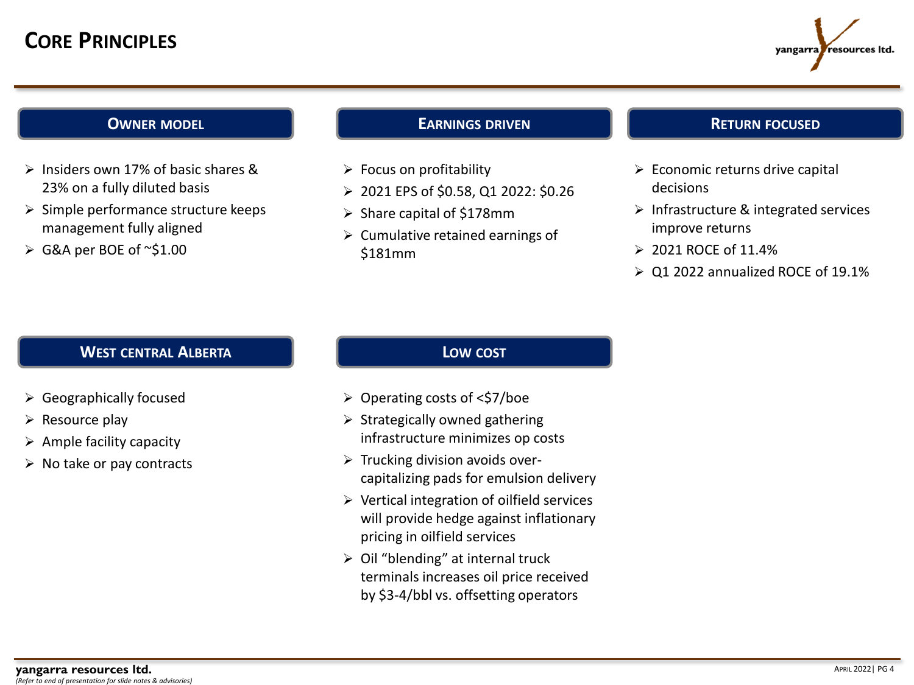# Core Principles

## Owner Model

- Insiders own 17% of basic shares & 23% on a fully diluted basis
- Simple performance structure keeps management fully aligned
- G&A per BOE of ~$1.00

## Earnings Driven

- Focus on profitability
- 2021 EPS of $0.58, Q1 2022: $0.26
- Share capital of $178mm
- Cumulative retained earnings of $181mm

## Return Focused

- Economic returns drive capital decisions
- Infrastructure & integrated services improve returns
- 2021 ROCE of 11.4%
- Q1 2022 annualized ROCE of 19.1%

## West Central Alberta

- Geographically focused
- Resource play
- Ample facility capacity
- No take or pay contracts

## Low Cost

- Operating costs of <$7/boe
- Strategically owned gathering infrastructure minimizes op costs
- Trucking division avoids over-capitalizing pads for emulsion delivery
- Vertical integration of oilfield services will provide hedge against inflationary pricing in oilfield services
- Oil "blending" at internal truck terminals increases oil price received by $3-4/bbl vs. offsetting operators

*(Refer to end of presentation for slide notes & advisories)*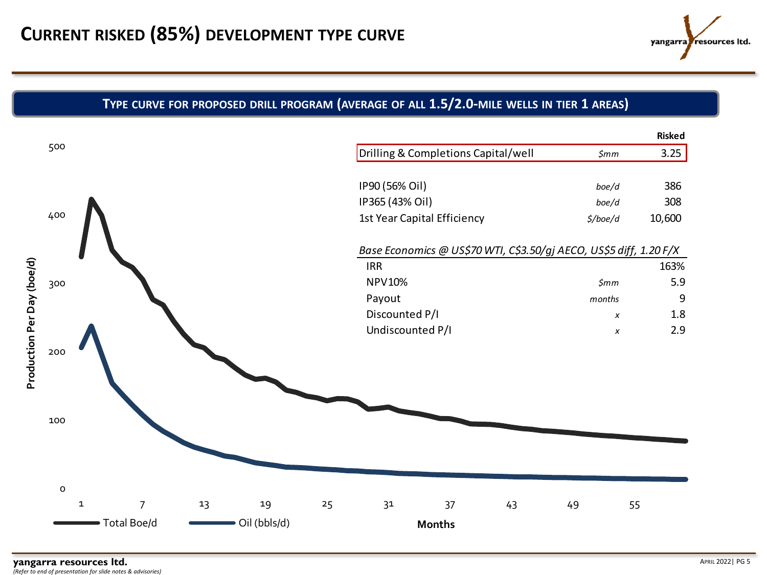# CURRENT RISKED (85%) DEVELOPMENT TYPE CURVE

## TYPE CURVE FOR PROPOSED DRILL PROGRAM (AVERAGE OF ALL 1.5/2.0-MILE WELLS IN TIER 1 AREAS)

| | | Risked |
|---|---|---|
| Drilling & Completions Capital/well | *$mm* | 3.25 |
| IP90 (56% Oil) | *boe/d* | 386 |
| IP365 (43% Oil) | *boe/d* | 308 |
| 1st Year Capital Efficiency | *$/boe/d* | 10,600 |

*Base Economics @ US$70 WTI, C$3.50/gj AECO, US$5 diff, 1.20 F/X*

| | | |
|---|---|---|
| IRR | | 163% |
| NPV10% | *$mm* | 5.9 |
| Payout | *months* | 9 |
| Discounted P/I | *x* | 1.8 |
| Undiscounted P/I | *x* | 2.9 |

Production Per Day (boe/d): 0, 100, 200, 300, 400, 500

Months: 1, 7, 13, 19, 25, 31, 37, 43, 49, 55

Total Boe/d — Oil (bbls/d)

*(Refer to end of presentation for slide notes & advisories)*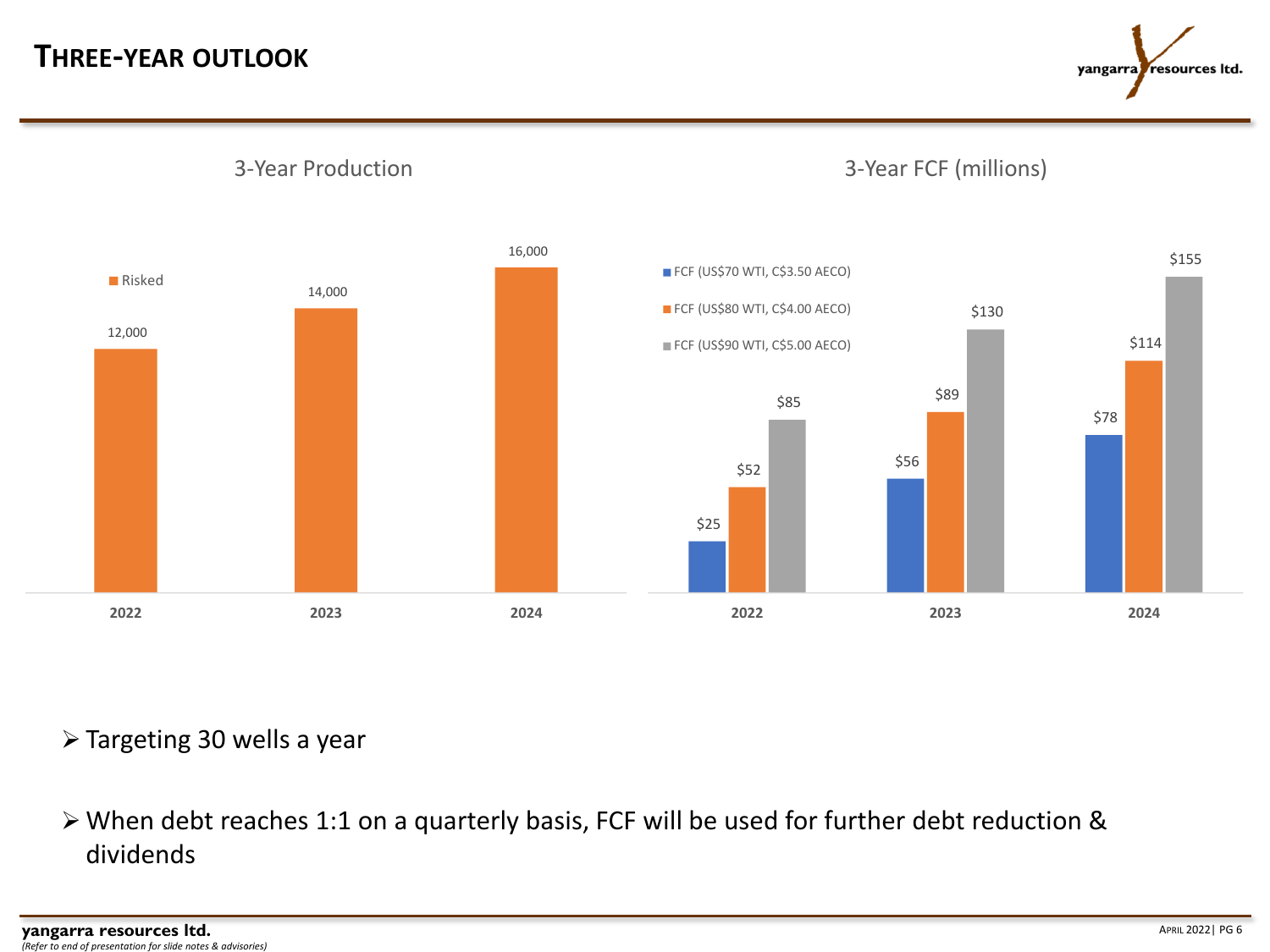# THREE-YEAR OUTLOOK

## 3-Year Production

| | 2022 | 2023 | 2024 |
|---|---|---|---|
| Risked | 12,000 | 14,000 | 16,000 |

## 3-Year FCF (millions)

| | 2022 | 2023 | 2024 |
|---|---|---|---|
| FCF (US$70 WTI, C$3.50 AECO) | $25 | $56 | $78 |
| FCF (US$80 WTI, C$4.00 AECO) | $52 | $89 | $114 |
| FCF (US$90 WTI, C$5.00 AECO) | $85 | $130 | $155 |

- Targeting 30 wells a year
- When debt reaches 1:1 on a quarterly basis, FCF will be used for further debt reduction & dividends

*(Refer to end of presentation for slide notes & advisories)*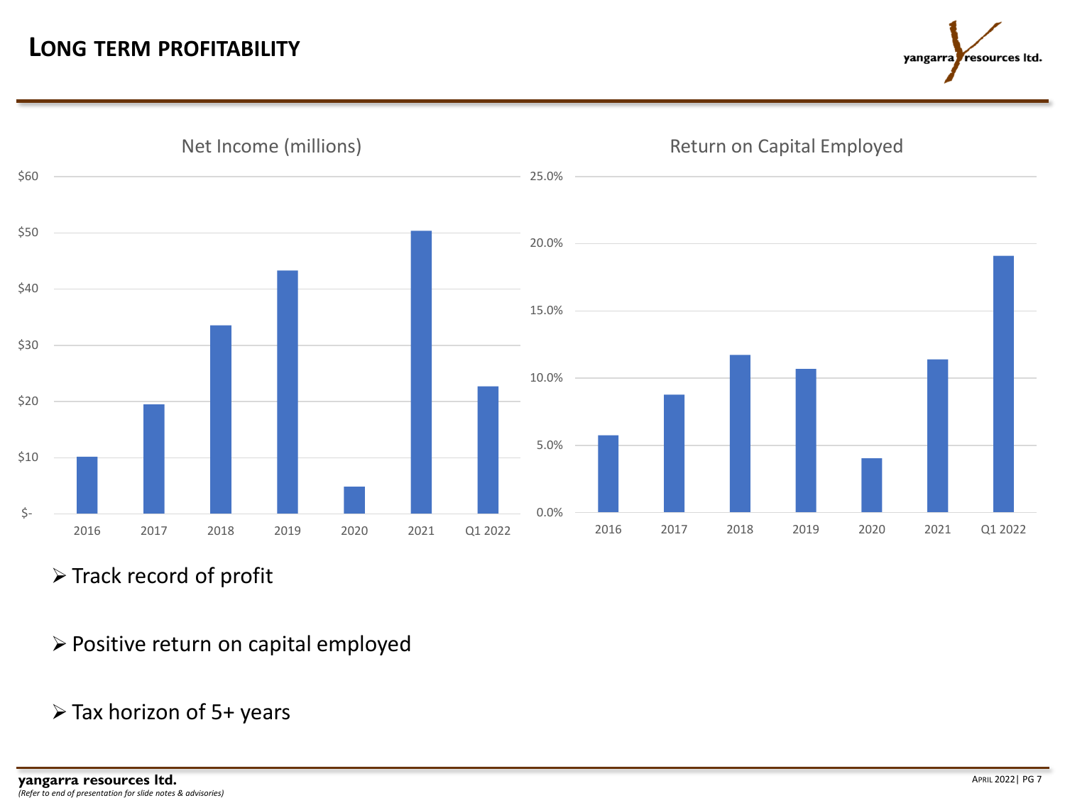# LONG TERM PROFITABILITY

Net Income (millions)

Return on Capital Employed

- Track record of profit
- Positive return on capital employed
- Tax horizon of 5+ years

*(Refer to end of presentation for slide notes & advisories)*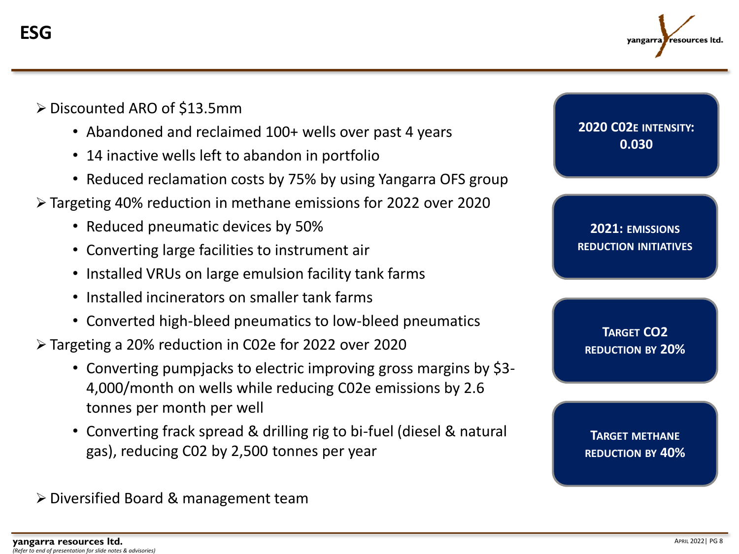# ESG

- Discounted ARO of $13.5mm
  - Abandoned and reclaimed 100+ wells over past 4 years
  - 14 inactive wells left to abandon in portfolio
  - Reduced reclamation costs by 75% by using Yangarra OFS group
- Targeting 40% reduction in methane emissions for 2022 over 2020
  - Reduced pneumatic devices by 50%
  - Converting large facilities to instrument air
  - Installed VRUs on large emulsion facility tank farms
  - Installed incinerators on smaller tank farms
  - Converted high-bleed pneumatics to low-bleed pneumatics
- Targeting a 20% reduction in C02e for 2022 over 2020
  - Converting pumpjacks to electric improving gross margins by $3-4,000/month on wells while reducing C02e emissions by 2.6 tonnes per month per well
  - Converting frack spread & drilling rig to bi-fuel (diesel & natural gas), reducing C02 by 2,500 tonnes per year
- Diversified Board & management team

**2020 C02E INTENSITY: 0.030**

**2021: EMISSIONS REDUCTION INITIATIVES**

**TARGET CO2 REDUCTION BY 20%**

**TARGET METHANE REDUCTION BY 40%**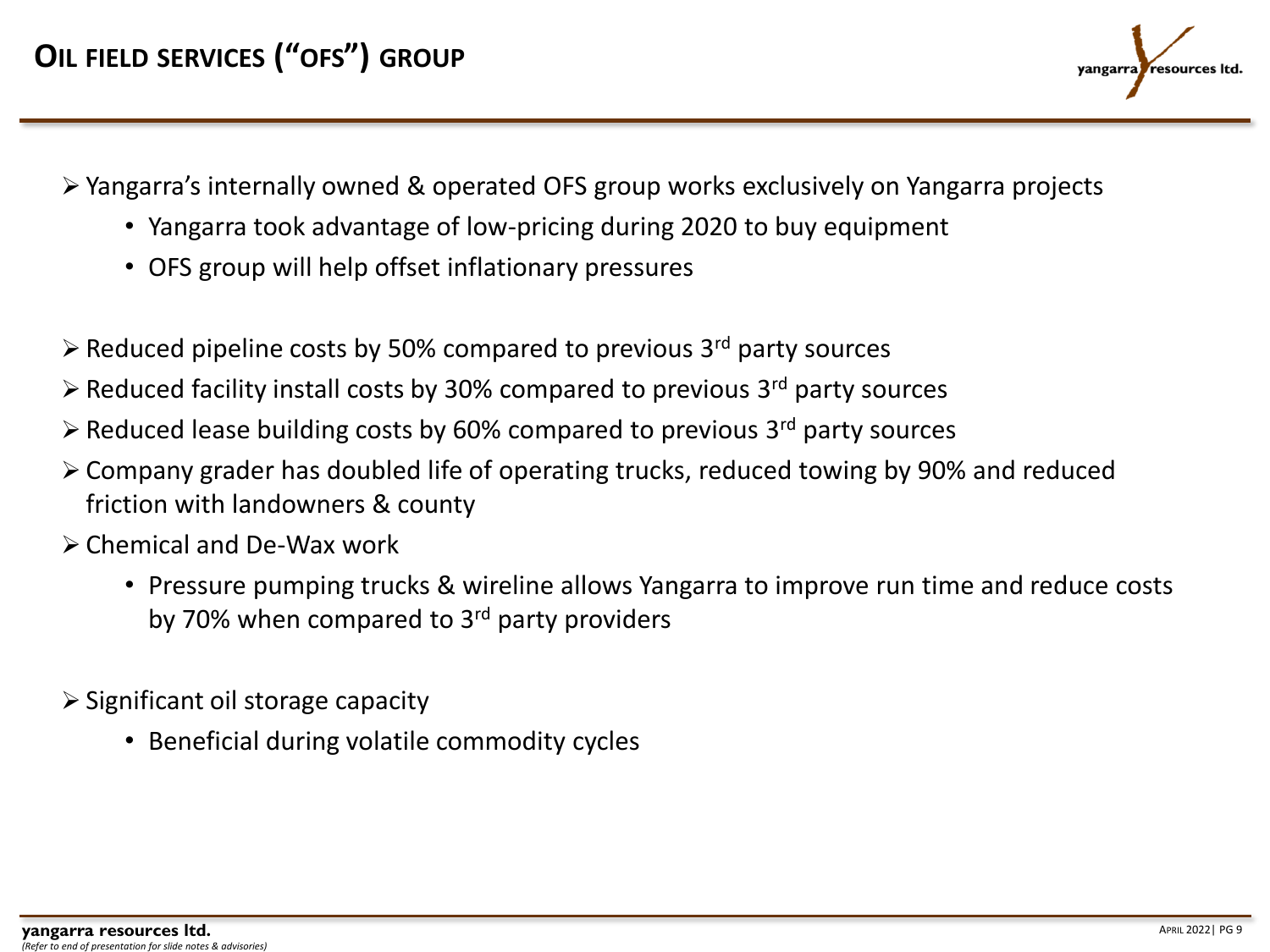# OIL FIELD SERVICES ("OFS") GROUP

- Yangarra's internally owned & operated OFS group works exclusively on Yangarra projects
  - Yangarra took advantage of low-pricing during 2020 to buy equipment
  - OFS group will help offset inflationary pressures

- Reduced pipeline costs by 50% compared to previous 3rd party sources
- Reduced facility install costs by 30% compared to previous 3rd party sources
- Reduced lease building costs by 60% compared to previous 3rd party sources
- Company grader has doubled life of operating trucks, reduced towing by 90% and reduced friction with landowners & county
- Chemical and De-Wax work
  - Pressure pumping trucks & wireline allows Yangarra to improve run time and reduce costs by 70% when compared to 3rd party providers

- Significant oil storage capacity
  - Beneficial during volatile commodity cycles

*(Refer to end of presentation for slide notes & advisories)*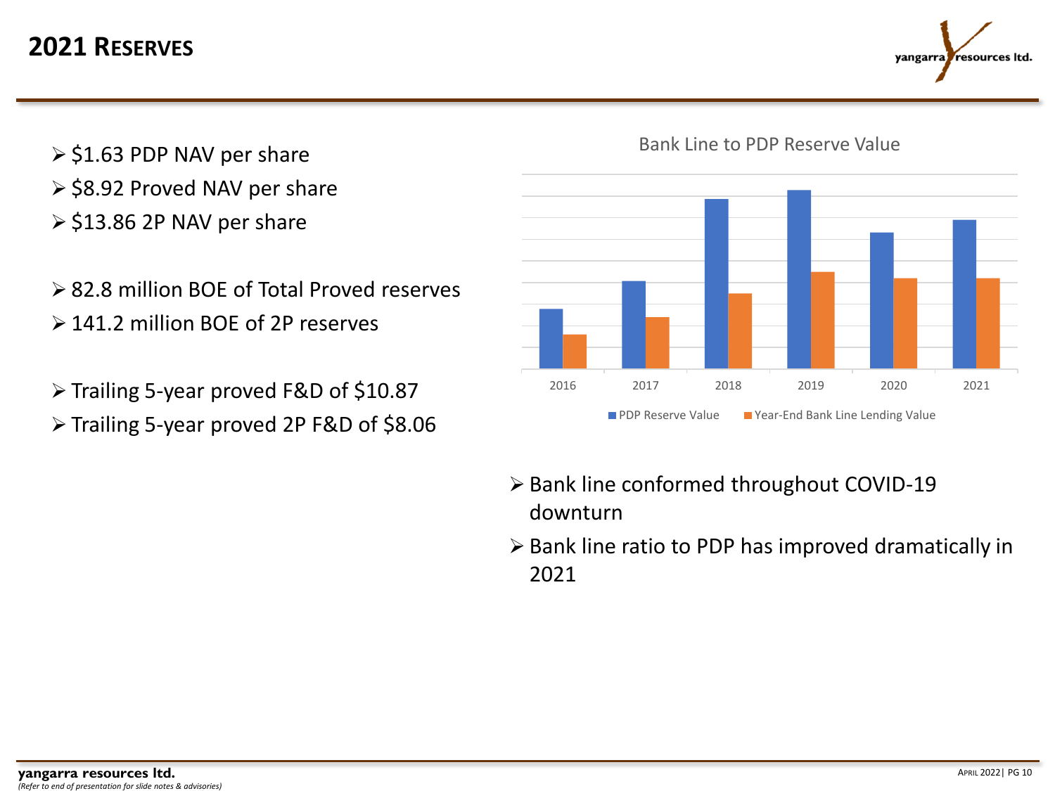# 2021 Reserves

- $1.63 PDP NAV per share
- $8.92 Proved NAV per share
- $13.86 2P NAV per share

- 82.8 million BOE of Total Proved reserves
- 141.2 million BOE of 2P reserves

- Trailing 5-year proved F&D of $10.87
- Trailing 5-year proved 2P F&D of $8.06

Bank Line to PDP Reserve Value

2016 2017 2018 2019 2020 2021

PDP Reserve Value | Year-End Bank Line Lending Value

- Bank line conformed throughout COVID-19 downturn
- Bank line ratio to PDP has improved dramatically in 2021

*(Refer to end of presentation for slide notes & advisories)*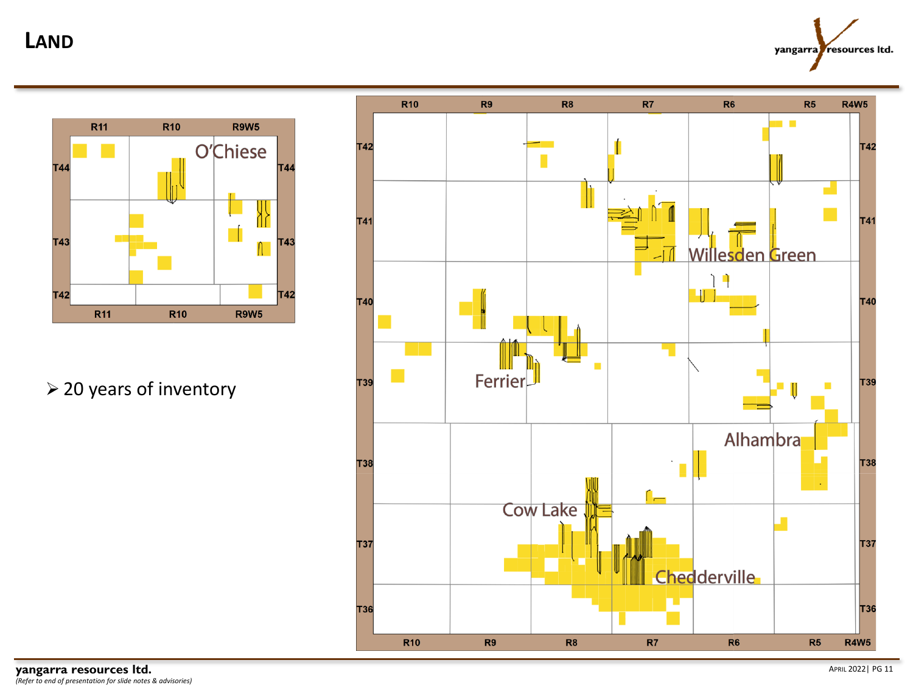# LAND

- 20 years of inventory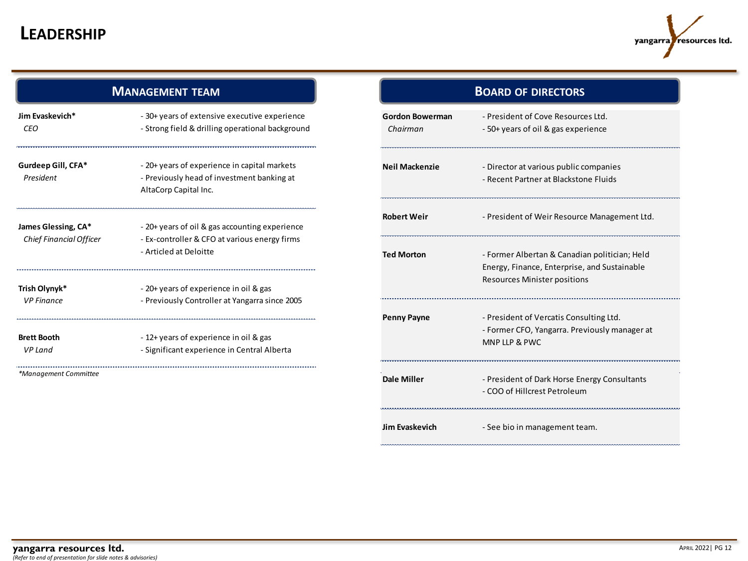# LEADERSHIP

## MANAGEMENT TEAM

| Name | Background |
|---|---|
| **Jim Evaskevich*** <br> *CEO* | - 30+ years of extensive executive experience <br> - Strong field & drilling operational background |
| **Gurdeep Gill, CFA*** <br> *President* | - 20+ years of experience in capital markets <br> - Previously head of investment banking at AltaCorp Capital Inc. |
| **James Glessing, CA*** <br> *Chief Financial Officer* | - 20+ years of oil & gas accounting experience <br> - Ex-controller & CFO at various energy firms <br> - Articled at Deloitte |
| **Trish Olynyk*** <br> *VP Finance* | - 20+ years of experience in oil & gas <br> - Previously Controller at Yangarra since 2005 |
| **Brett Booth** <br> *VP Land* | - 12+ years of experience in oil & gas <br> - Significant experience in Central Alberta |

**Management Committee*

## BOARD OF DIRECTORS

| Name | Background |
|---|---|
| **Gordon Bowerman** <br> *Chairman* | - President of Cove Resources Ltd. <br> - 50+ years of oil & gas experience |
| **Neil Mackenzie** | - Director at various public companies <br> - Recent Partner at Blackstone Fluids |
| **Robert Weir** | - President of Weir Resource Management Ltd. |
| **Ted Morton** | - Former Albertan & Canadian politician; Held Energy, Finance, Enterprise, and Sustainable Resources Minister positions |
| **Penny Payne** | - President of Vercatis Consulting Ltd. <br> - Former CFO, Yangarra. Previously manager at MNP LLP & PWC |
| **Dale Miller** | - President of Dark Horse Energy Consultants <br> - COO of Hillcrest Petroleum |
| **Jim Evaskevich** | - See bio in management team. |

*(Refer to end of presentation for slide notes & advisories)*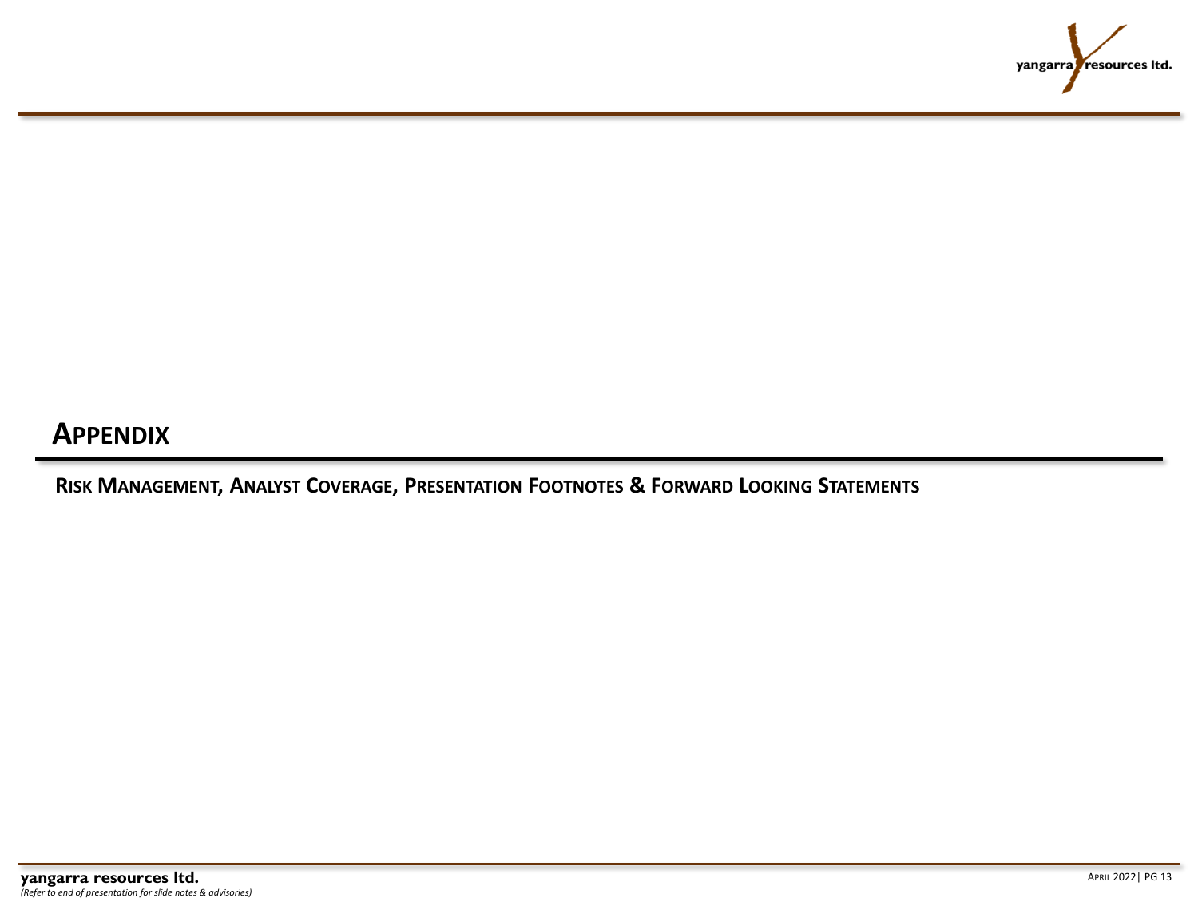# APPENDIX

## RISK MANAGEMENT, ANALYST COVERAGE, PRESENTATION FOOTNOTES & FORWARD LOOKING STATEMENTS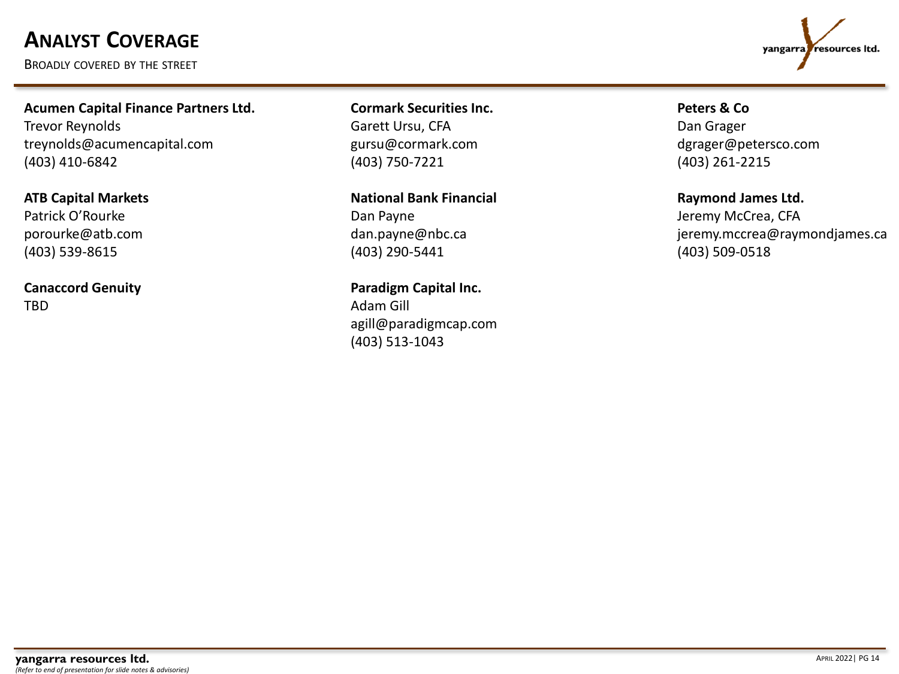# Analyst Coverage

Broadly covered by the street

**Acumen Capital Finance Partners Ltd.**
Trevor Reynolds
treynolds@acumencapital.com
(403) 410-6842

**ATB Capital Markets**
Patrick O'Rourke
porourke@atb.com
(403) 539-8615

**Canaccord Genuity**
TBD

**Cormark Securities Inc.**
Garett Ursu, CFA
gursu@cormark.com
(403) 750-7221

**National Bank Financial**
Dan Payne
dan.payne@nbc.ca
(403) 290-5441

**Paradigm Capital Inc.**
Adam Gill
agill@paradigmcap.com
(403) 513-1043

**Peters & Co**
Dan Grager
dgrager@petersco.com
(403) 261-2215

**Raymond James Ltd.**
Jeremy McCrea, CFA
jeremy.mccrea@raymondjames.ca
(403) 509-0518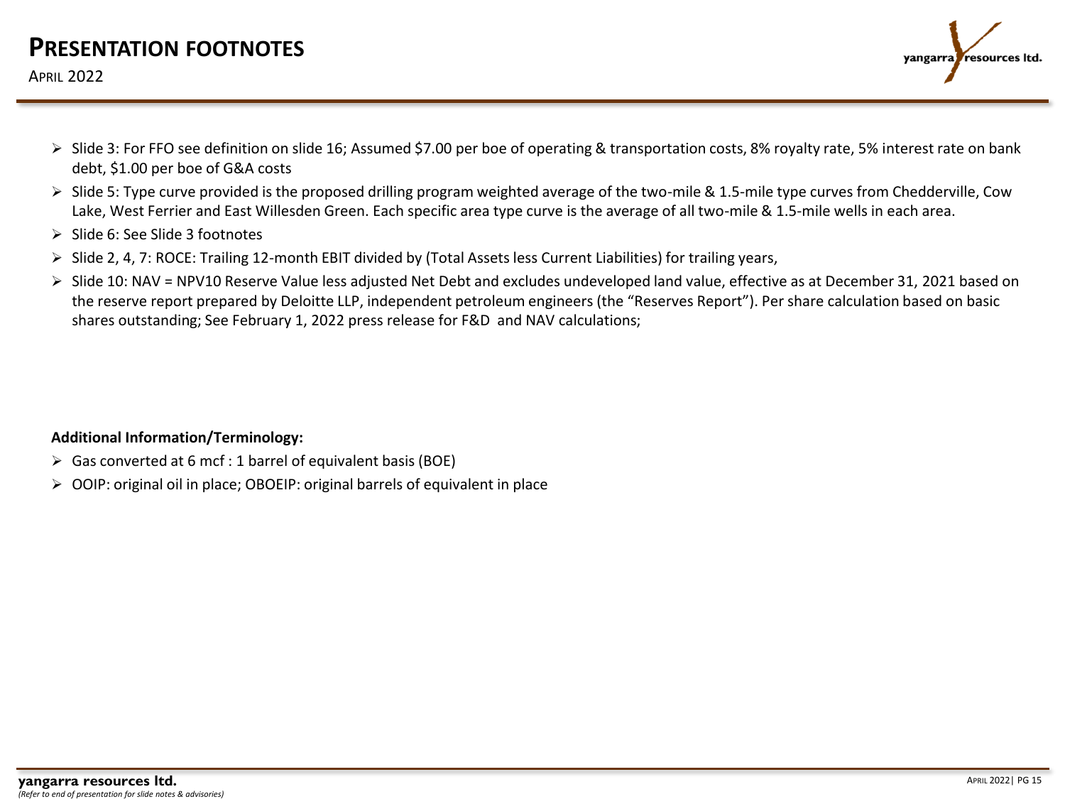# PRESENTATION FOOTNOTES

APRIL 2022

- Slide 3: For FFO see definition on slide 16; Assumed $7.00 per boe of operating & transportation costs, 8% royalty rate, 5% interest rate on bank debt, $1.00 per boe of G&A costs
- Slide 5: Type curve provided is the proposed drilling program weighted average of the two-mile & 1.5-mile type curves from Chedderville, Cow Lake, West Ferrier and East Willesden Green. Each specific area type curve is the average of all two-mile & 1.5-mile wells in each area.
- Slide 6: See Slide 3 footnotes
- Slide 2, 4, 7: ROCE: Trailing 12-month EBIT divided by (Total Assets less Current Liabilities) for trailing years,
- Slide 10: NAV = NPV10 Reserve Value less adjusted Net Debt and excludes undeveloped land value, effective as at December 31, 2021 based on the reserve report prepared by Deloitte LLP, independent petroleum engineers (the "Reserves Report"). Per share calculation based on basic shares outstanding; See February 1, 2022 press release for F&D and NAV calculations;

**Additional Information/Terminology:**

- Gas converted at 6 mcf : 1 barrel of equivalent basis (BOE)
- OOIP: original oil in place; OBOEIP: original barrels of equivalent in place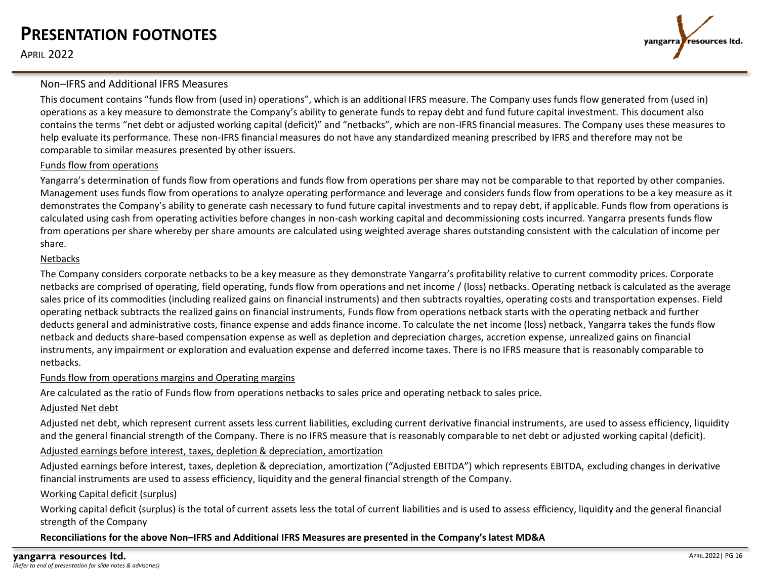# PRESENTATION FOOTNOTES

APRIL 2022

## Non–IFRS and Additional IFRS Measures

This document contains "funds flow from (used in) operations", which is an additional IFRS measure. The Company uses funds flow generated from (used in) operations as a key measure to demonstrate the Company's ability to generate funds to repay debt and fund future capital investment. This document also contains the terms "net debt or adjusted working capital (deficit)" and "netbacks", which are non-IFRS financial measures. The Company uses these measures to help evaluate its performance. These non-IFRS financial measures do not have any standardized meaning prescribed by IFRS and therefore may not be comparable to similar measures presented by other issuers.

### Funds flow from operations

Yangarra's determination of funds flow from operations and funds flow from operations per share may not be comparable to that reported by other companies. Management uses funds flow from operations to analyze operating performance and leverage and considers funds flow from operations to be a key measure as it demonstrates the Company's ability to generate cash necessary to fund future capital investments and to repay debt, if applicable. Funds flow from operations is calculated using cash from operating activities before changes in non-cash working capital and decommissioning costs incurred. Yangarra presents funds flow from operations per share whereby per share amounts are calculated using weighted average shares outstanding consistent with the calculation of income per share.

### Netbacks

The Company considers corporate netbacks to be a key measure as they demonstrate Yangarra's profitability relative to current commodity prices. Corporate netbacks are comprised of operating, field operating, funds flow from operations and net income / (loss) netbacks. Operating netback is calculated as the average sales price of its commodities (including realized gains on financial instruments) and then subtracts royalties, operating costs and transportation expenses. Field operating netback subtracts the realized gains on financial instruments, Funds flow from operations netback starts with the operating netback and further deducts general and administrative costs, finance expense and adds finance income. To calculate the net income (loss) netback, Yangarra takes the funds flow netback and deducts share-based compensation expense as well as depletion and depreciation charges, accretion expense, unrealized gains on financial instruments, any impairment or exploration and evaluation expense and deferred income taxes. There is no IFRS measure that is reasonably comparable to netbacks.

### Funds flow from operations margins and Operating margins

Are calculated as the ratio of Funds flow from operations netbacks to sales price and operating netback to sales price.

### Adjusted Net debt

Adjusted net debt, which represent current assets less current liabilities, excluding current derivative financial instruments, are used to assess efficiency, liquidity and the general financial strength of the Company. There is no IFRS measure that is reasonably comparable to net debt or adjusted working capital (deficit).

### Adjusted earnings before interest, taxes, depletion & depreciation, amortization

Adjusted earnings before interest, taxes, depletion & depreciation, amortization ("Adjusted EBITDA") which represents EBITDA, excluding changes in derivative financial instruments are used to assess efficiency, liquidity and the general financial strength of the Company.

### Working Capital deficit (surplus)

Working capital deficit (surplus) is the total of current assets less the total of current liabilities and is used to assess efficiency, liquidity and the general financial strength of the Company

**Reconciliations for the above Non–IFRS and Additional IFRS Measures are presented in the Company's latest MD&A**

**yangarra resources ltd.**
*(Refer to end of presentation for slide notes & advisories)*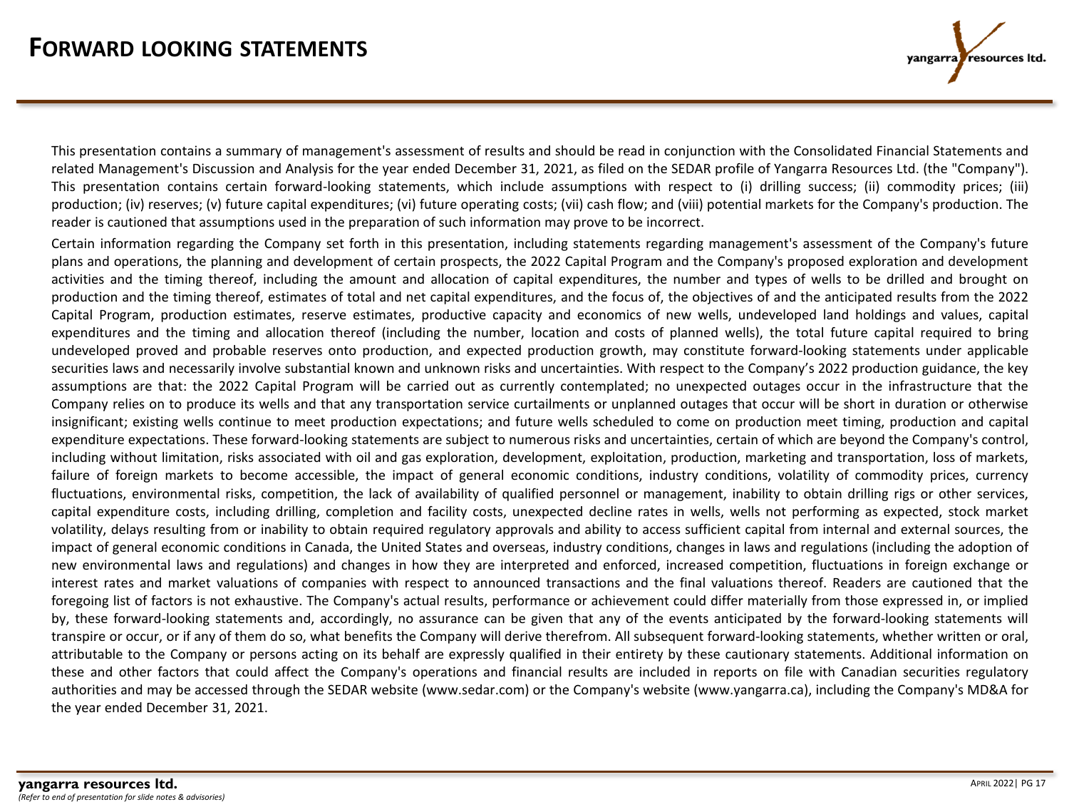# FORWARD LOOKING STATEMENTS

This presentation contains a summary of management's assessment of results and should be read in conjunction with the Consolidated Financial Statements and related Management's Discussion and Analysis for the year ended December 31, 2021, as filed on the SEDAR profile of Yangarra Resources Ltd. (the "Company"). This presentation contains certain forward-looking statements, which include assumptions with respect to (i) drilling success; (ii) commodity prices; (iii) production; (iv) reserves; (v) future capital expenditures; (vi) future operating costs; (vii) cash flow; and (viii) potential markets for the Company's production. The reader is cautioned that assumptions used in the preparation of such information may prove to be incorrect.

Certain information regarding the Company set forth in this presentation, including statements regarding management's assessment of the Company's future plans and operations, the planning and development of certain prospects, the 2022 Capital Program and the Company's proposed exploration and development activities and the timing thereof, including the amount and allocation of capital expenditures, the number and types of wells to be drilled and brought on production and the timing thereof, estimates of total and net capital expenditures, and the focus of, the objectives of and the anticipated results from the 2022 Capital Program, production estimates, reserve estimates, productive capacity and economics of new wells, undeveloped land holdings and values, capital expenditures and the timing and allocation thereof (including the number, location and costs of planned wells), the total future capital required to bring undeveloped proved and probable reserves onto production, and expected production growth, may constitute forward-looking statements under applicable securities laws and necessarily involve substantial known and unknown risks and uncertainties. With respect to the Company's 2022 production guidance, the key assumptions are that: the 2022 Capital Program will be carried out as currently contemplated; no unexpected outages occur in the infrastructure that the Company relies on to produce its wells and that any transportation service curtailments or unplanned outages that occur will be short in duration or otherwise insignificant; existing wells continue to meet production expectations; and future wells scheduled to come on production meet timing, production and capital expenditure expectations. These forward-looking statements are subject to numerous risks and uncertainties, certain of which are beyond the Company's control, including without limitation, risks associated with oil and gas exploration, development, exploitation, production, marketing and transportation, loss of markets, failure of foreign markets to become accessible, the impact of general economic conditions, industry conditions, volatility of commodity prices, currency fluctuations, environmental risks, competition, the lack of availability of qualified personnel or management, inability to obtain drilling rigs or other services, capital expenditure costs, including drilling, completion and facility costs, unexpected decline rates in wells, wells not performing as expected, stock market volatility, delays resulting from or inability to obtain required regulatory approvals and ability to access sufficient capital from internal and external sources, the impact of general economic conditions in Canada, the United States and overseas, industry conditions, changes in laws and regulations (including the adoption of new environmental laws and regulations) and changes in how they are interpreted and enforced, increased competition, fluctuations in foreign exchange or interest rates and market valuations of companies with respect to announced transactions and the final valuations thereof. Readers are cautioned that the foregoing list of factors is not exhaustive. The Company's actual results, performance or achievement could differ materially from those expressed in, or implied by, these forward-looking statements and, accordingly, no assurance can be given that any of the events anticipated by the forward-looking statements will transpire or occur, or if any of them do so, what benefits the Company will derive therefrom. All subsequent forward-looking statements, whether written or oral, attributable to the Company or persons acting on its behalf are expressly qualified in their entirety by these cautionary statements. Additional information on these and other factors that could affect the Company's operations and financial results are included in reports on file with Canadian securities regulatory authorities and may be accessed through the SEDAR website (www.sedar.com) or the Company's website (www.yangarra.ca), including the Company's MD&A for the year ended December 31, 2021.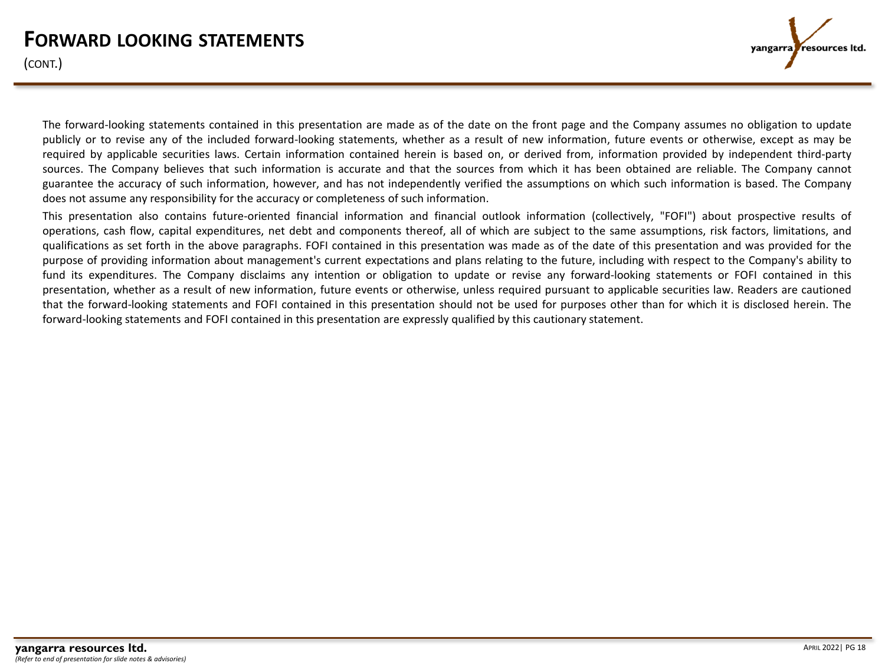# FORWARD LOOKING STATEMENTS

(CONT.)

The forward-looking statements contained in this presentation are made as of the date on the front page and the Company assumes no obligation to update publicly or to revise any of the included forward-looking statements, whether as a result of new information, future events or otherwise, except as may be required by applicable securities laws. Certain information contained herein is based on, or derived from, information provided by independent third-party sources. The Company believes that such information is accurate and that the sources from which it has been obtained are reliable. The Company cannot guarantee the accuracy of such information, however, and has not independently verified the assumptions on which such information is based. The Company does not assume any responsibility for the accuracy or completeness of such information.

This presentation also contains future-oriented financial information and financial outlook information (collectively, "FOFI") about prospective results of operations, cash flow, capital expenditures, net debt and components thereof, all of which are subject to the same assumptions, risk factors, limitations, and qualifications as set forth in the above paragraphs. FOFI contained in this presentation was made as of the date of this presentation and was provided for the purpose of providing information about management's current expectations and plans relating to the future, including with respect to the Company's ability to fund its expenditures. The Company disclaims any intention or obligation to update or revise any forward-looking statements or FOFI contained in this presentation, whether as a result of new information, future events or otherwise, unless required pursuant to applicable securities law. Readers are cautioned that the forward-looking statements and FOFI contained in this presentation should not be used for purposes other than for which it is disclosed herein. The forward-looking statements and FOFI contained in this presentation are expressly qualified by this cautionary statement.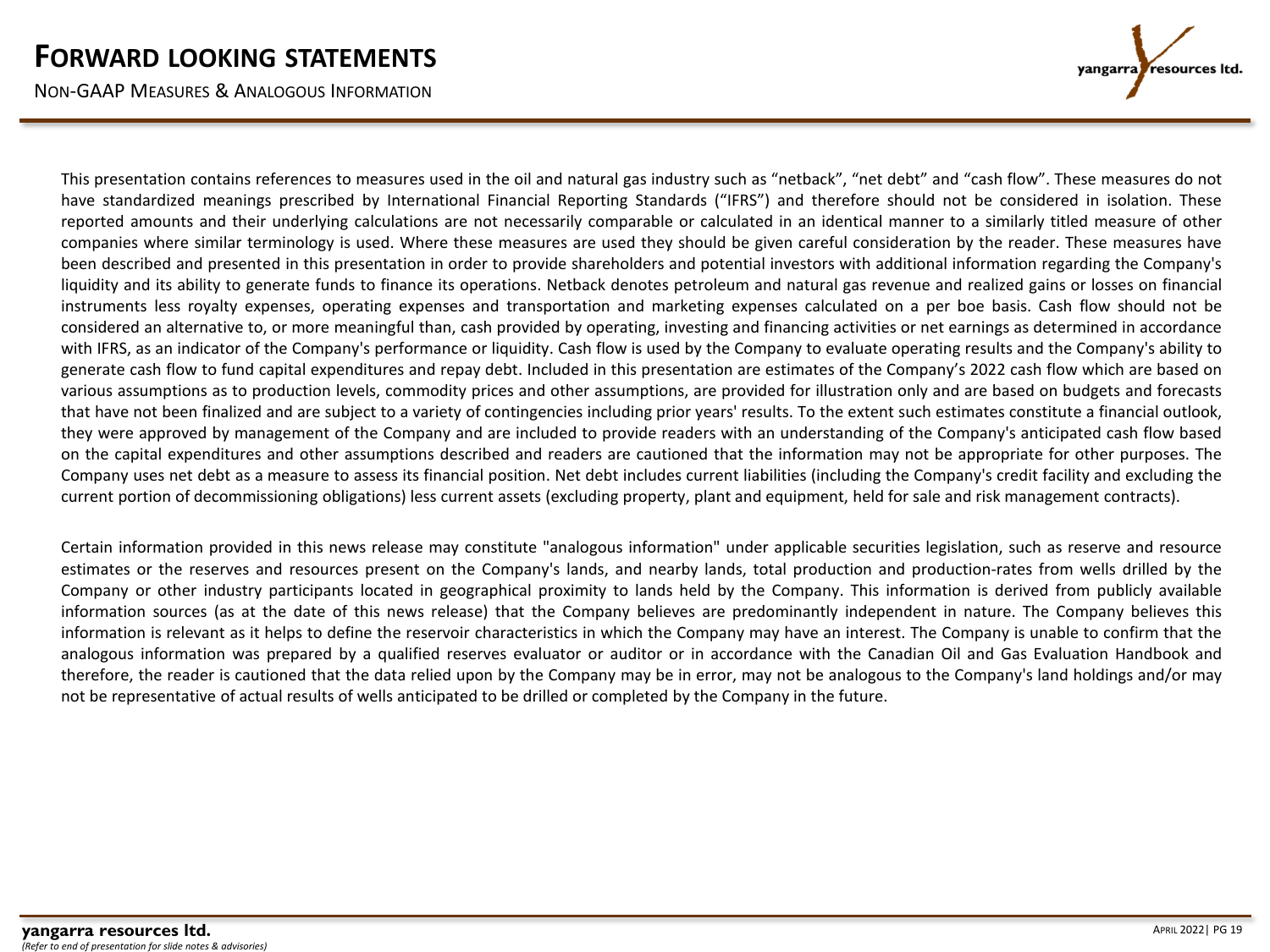# FORWARD LOOKING STATEMENTS

## NON-GAAP MEASURES & ANALOGOUS INFORMATION

This presentation contains references to measures used in the oil and natural gas industry such as "netback", "net debt" and "cash flow". These measures do not have standardized meanings prescribed by International Financial Reporting Standards ("IFRS") and therefore should not be considered in isolation. These reported amounts and their underlying calculations are not necessarily comparable or calculated in an identical manner to a similarly titled measure of other companies where similar terminology is used. Where these measures are used they should be given careful consideration by the reader. These measures have been described and presented in this presentation in order to provide shareholders and potential investors with additional information regarding the Company's liquidity and its ability to generate funds to finance its operations. Netback denotes petroleum and natural gas revenue and realized gains or losses on financial instruments less royalty expenses, operating expenses and transportation and marketing expenses calculated on a per boe basis. Cash flow should not be considered an alternative to, or more meaningful than, cash provided by operating, investing and financing activities or net earnings as determined in accordance with IFRS, as an indicator of the Company's performance or liquidity. Cash flow is used by the Company to evaluate operating results and the Company's ability to generate cash flow to fund capital expenditures and repay debt. Included in this presentation are estimates of the Company's 2022 cash flow which are based on various assumptions as to production levels, commodity prices and other assumptions, are provided for illustration only and are based on budgets and forecasts that have not been finalized and are subject to a variety of contingencies including prior years' results. To the extent such estimates constitute a financial outlook, they were approved by management of the Company and are included to provide readers with an understanding of the Company's anticipated cash flow based on the capital expenditures and other assumptions described and readers are cautioned that the information may not be appropriate for other purposes. The Company uses net debt as a measure to assess its financial position. Net debt includes current liabilities (including the Company's credit facility and excluding the current portion of decommissioning obligations) less current assets (excluding property, plant and equipment, held for sale and risk management contracts).

Certain information provided in this news release may constitute "analogous information" under applicable securities legislation, such as reserve and resource estimates or the reserves and resources present on the Company's lands, and nearby lands, total production and production-rates from wells drilled by the Company or other industry participants located in geographical proximity to lands held by the Company. This information is derived from publicly available information sources (as at the date of this news release) that the Company believes are predominantly independent in nature. The Company believes this information is relevant as it helps to define the reservoir characteristics in which the Company may have an interest. The Company is unable to confirm that the analogous information was prepared by a qualified reserves evaluator or auditor or in accordance with the Canadian Oil and Gas Evaluation Handbook and therefore, the reader is cautioned that the data relied upon by the Company may be in error, may not be analogous to the Company's land holdings and/or may not be representative of actual results of wells anticipated to be drilled or completed by the Company in the future.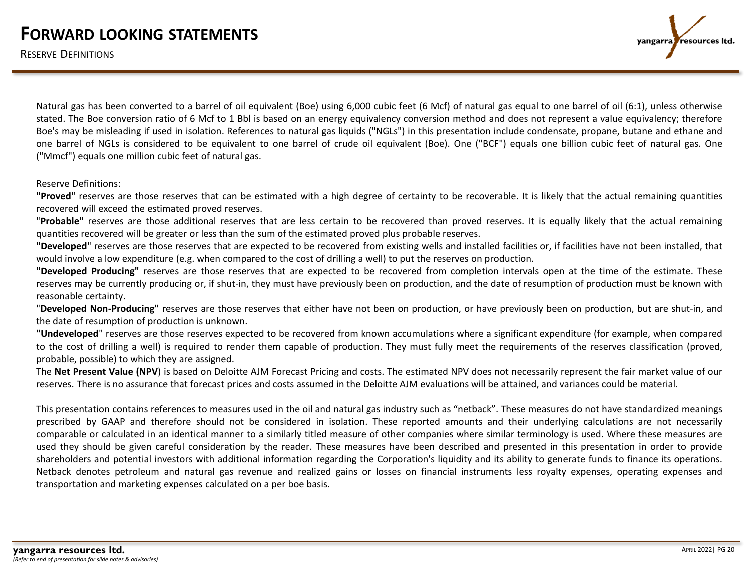# FORWARD LOOKING STATEMENTS

## RESERVE DEFINITIONS

Natural gas has been converted to a barrel of oil equivalent (Boe) using 6,000 cubic feet (6 Mcf) of natural gas equal to one barrel of oil (6:1), unless otherwise stated. The Boe conversion ratio of 6 Mcf to 1 Bbl is based on an energy equivalency conversion method and does not represent a value equivalency; therefore Boe's may be misleading if used in isolation. References to natural gas liquids ("NGLs") in this presentation include condensate, propane, butane and ethane and one barrel of NGLs is considered to be equivalent to one barrel of crude oil equivalent (Boe). One ("BCF") equals one billion cubic feet of natural gas. One ("Mmcf") equals one million cubic feet of natural gas.

Reserve Definitions:

**"Proved"** reserves are those reserves that can be estimated with a high degree of certainty to be recoverable. It is likely that the actual remaining quantities recovered will exceed the estimated proved reserves.

**"Probable"** reserves are those additional reserves that are less certain to be recovered than proved reserves. It is equally likely that the actual remaining quantities recovered will be greater or less than the sum of the estimated proved plus probable reserves.

**"Developed"** reserves are those reserves that are expected to be recovered from existing wells and installed facilities or, if facilities have not been installed, that would involve a low expenditure (e.g. when compared to the cost of drilling a well) to put the reserves on production.

**"Developed Producing"** reserves are those reserves that are expected to be recovered from completion intervals open at the time of the estimate. These reserves may be currently producing or, if shut-in, they must have previously been on production, and the date of resumption of production must be known with reasonable certainty.

**"Developed Non-Producing"** reserves are those reserves that either have not been on production, or have previously been on production, but are shut-in, and the date of resumption of production is unknown.

**"Undeveloped"** reserves are those reserves expected to be recovered from known accumulations where a significant expenditure (for example, when compared to the cost of drilling a well) is required to render them capable of production. They must fully meet the requirements of the reserves classification (proved, probable, possible) to which they are assigned.

The **Net Present Value (NPV)** is based on Deloitte AJM Forecast Pricing and costs. The estimated NPV does not necessarily represent the fair market value of our reserves. There is no assurance that forecast prices and costs assumed in the Deloitte AJM evaluations will be attained, and variances could be material.

This presentation contains references to measures used in the oil and natural gas industry such as "netback". These measures do not have standardized meanings prescribed by GAAP and therefore should not be considered in isolation. These reported amounts and their underlying calculations are not necessarily comparable or calculated in an identical manner to a similarly titled measure of other companies where similar terminology is used. Where these measures are used they should be given careful consideration by the reader. These measures have been described and presented in this presentation in order to provide shareholders and potential investors with additional information regarding the Corporation's liquidity and its ability to generate funds to finance its operations. Netback denotes petroleum and natural gas revenue and realized gains or losses on financial instruments less royalty expenses, operating expenses and transportation and marketing expenses calculated on a per boe basis.